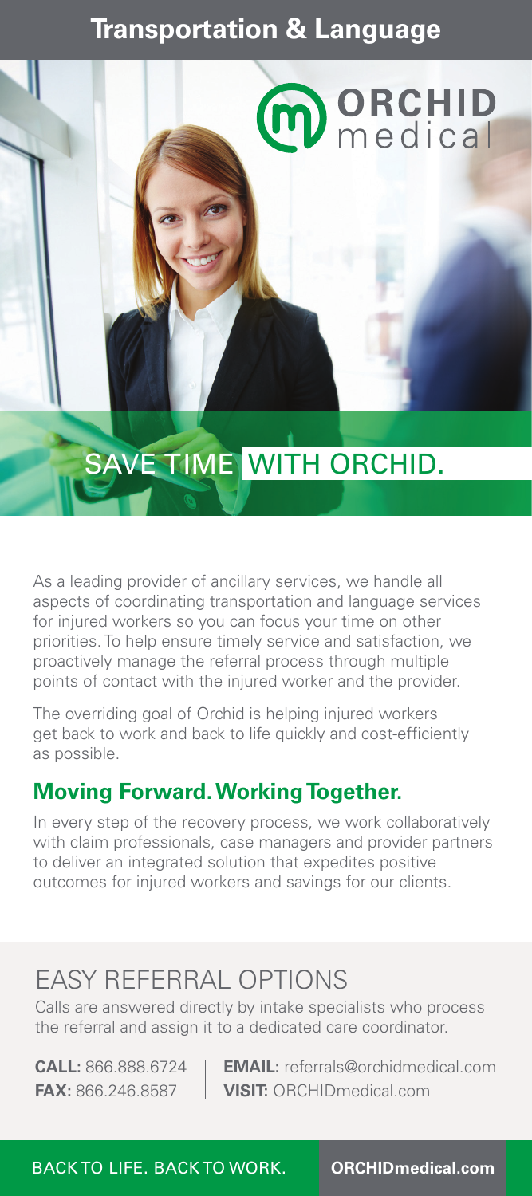# Transportation & Language

ORCHID medical

## SAVE TIME WITH ORCHID.

As a leading provider of ancillary services, we handle all aspects of coordinating transportation and language services for injured workers so you can focus your time on other priorities. To help ensure timely service and satisfaction, we proactively manage the referral process through multiple points of contact with the injured worker and the provider.

The overriding goal of Orchid is helping injured workers get back to work and back to life quickly and cost-efficiently as possible.

### Moving Forward. Working Together.

In every step of the recovery process, we work collaboratively with claim professionals, case managers and provider partners to deliver an integrated solution that expedites positive outcomes for injured workers and savings for our clients.

## EASY REFERRAL OPTIONS

Calls are answered directly by intake specialists who process the referral and assign it to a dedicated care coordinator.

**CALL:** 866.888.6724
**FAX:** 866.246.8587
**EMAIL:** referrals@orchidmedical.com
**VISIT:** ORCHIDmedical.com

BACK TO LIFE. BACK TO WORK. **ORCHIDmedical.com**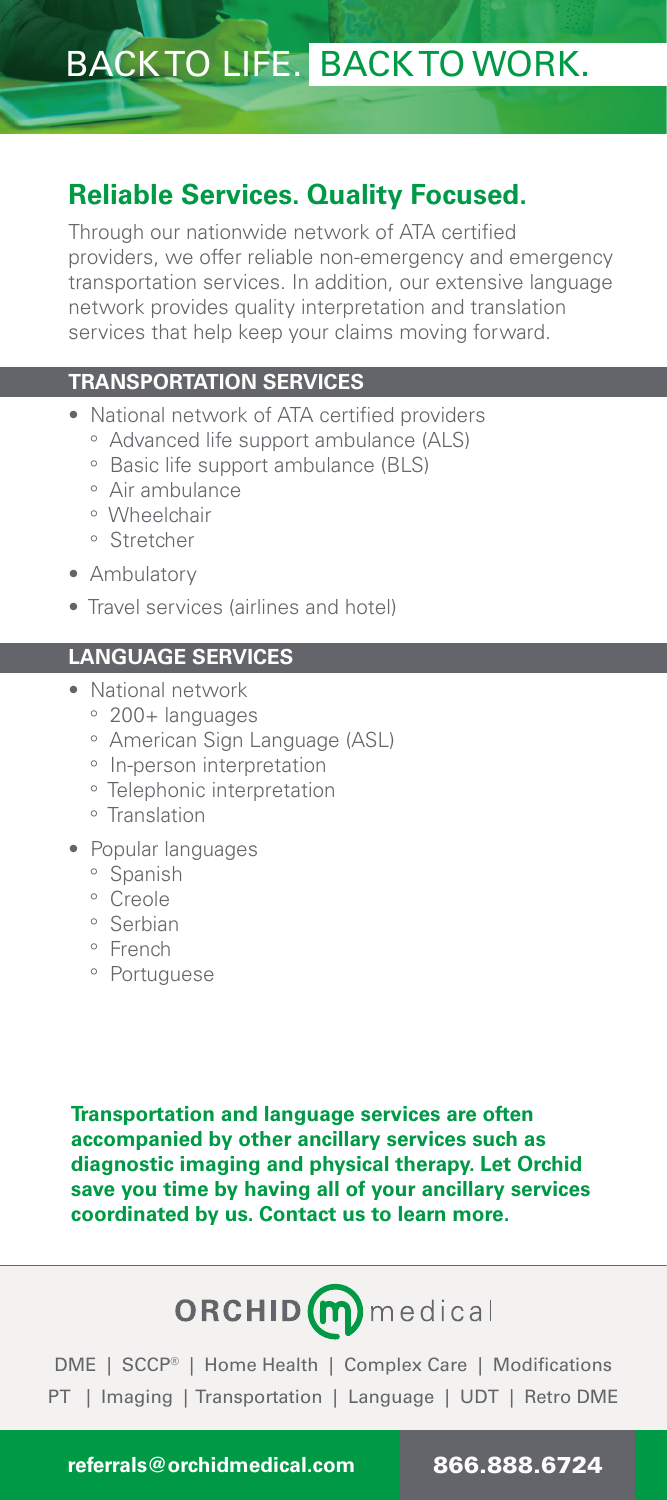# BACK TO LIFE. BACK TO WORK.

## Reliable Services. Quality Focused.

Through our nationwide network of ATA certified providers, we offer reliable non-emergency and emergency transportation services. In addition, our extensive language network provides quality interpretation and translation services that help keep your claims moving forward.

### TRANSPORTATION SERVICES

- National network of ATA certified providers
  - Advanced life support ambulance (ALS)
  - Basic life support ambulance (BLS)
  - Air ambulance
  - Wheelchair
  - Stretcher
- Ambulatory
- Travel services (airlines and hotel)

### LANGUAGE SERVICES

- National network
  - 200+ languages
  - American Sign Language (ASL)
  - In-person interpretation
  - Telephonic interpretation
  - Translation
- Popular languages
  - Spanish
  - Creole
  - Serbian
  - French
  - Portuguese

**Transportation and language services are often accompanied by other ancillary services such as diagnostic imaging and physical therapy. Let Orchid save you time by having all of your ancillary services coordinated by us. Contact us to learn more.**

ORCHID medical

DME | SCCP® | Home Health | Complex Care | Modifications
PT | Imaging | Transportation | Language | UDT | Retro DME

**referrals@orchidmedical.com** **866.888.6724**